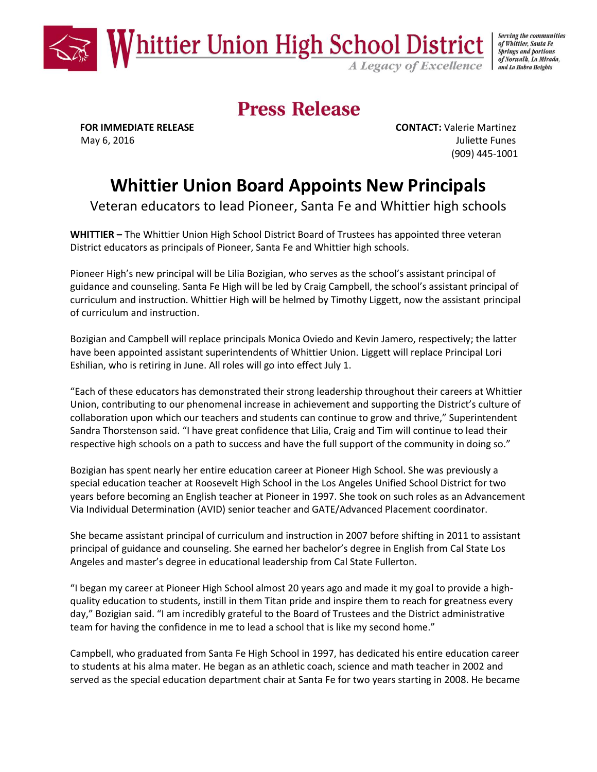Whittier Union High School District

*A Legacy of Excellence*

*Serving the communities of Whittier, Santa Fe Springs and portions of Norwalk, La Mirada, and La Habra Heights*

# Press Release

**FOR IMMEDIATE RELEASE**
May 6, 2016

**CONTACT:** Valerie Martinez
Juliette Funes
(909) 445-1001

## Whittier Union Board Appoints New Principals

Veteran educators to lead Pioneer, Santa Fe and Whittier high schools

**WHITTIER –** The Whittier Union High School District Board of Trustees has appointed three veteran District educators as principals of Pioneer, Santa Fe and Whittier high schools.

Pioneer High's new principal will be Lilia Bozigian, who serves as the school's assistant principal of guidance and counseling. Santa Fe High will be led by Craig Campbell, the school's assistant principal of curriculum and instruction. Whittier High will be helmed by Timothy Liggett, now the assistant principal of curriculum and instruction.

Bozigian and Campbell will replace principals Monica Oviedo and Kevin Jamero, respectively; the latter have been appointed assistant superintendents of Whittier Union. Liggett will replace Principal Lori Eshilian, who is retiring in June. All roles will go into effect July 1.

"Each of these educators has demonstrated their strong leadership throughout their careers at Whittier Union, contributing to our phenomenal increase in achievement and supporting the District's culture of collaboration upon which our teachers and students can continue to grow and thrive," Superintendent Sandra Thorstenson said. "I have great confidence that Lilia, Craig and Tim will continue to lead their respective high schools on a path to success and have the full support of the community in doing so."

Bozigian has spent nearly her entire education career at Pioneer High School. She was previously a special education teacher at Roosevelt High School in the Los Angeles Unified School District for two years before becoming an English teacher at Pioneer in 1997. She took on such roles as an Advancement Via Individual Determination (AVID) senior teacher and GATE/Advanced Placement coordinator.

She became assistant principal of curriculum and instruction in 2007 before shifting in 2011 to assistant principal of guidance and counseling. She earned her bachelor's degree in English from Cal State Los Angeles and master's degree in educational leadership from Cal State Fullerton.

"I began my career at Pioneer High School almost 20 years ago and made it my goal to provide a high-quality education to students, instill in them Titan pride and inspire them to reach for greatness every day," Bozigian said. "I am incredibly grateful to the Board of Trustees and the District administrative team for having the confidence in me to lead a school that is like my second home."

Campbell, who graduated from Santa Fe High School in 1997, has dedicated his entire education career to students at his alma mater. He began as an athletic coach, science and math teacher in 2002 and served as the special education department chair at Santa Fe for two years starting in 2008. He became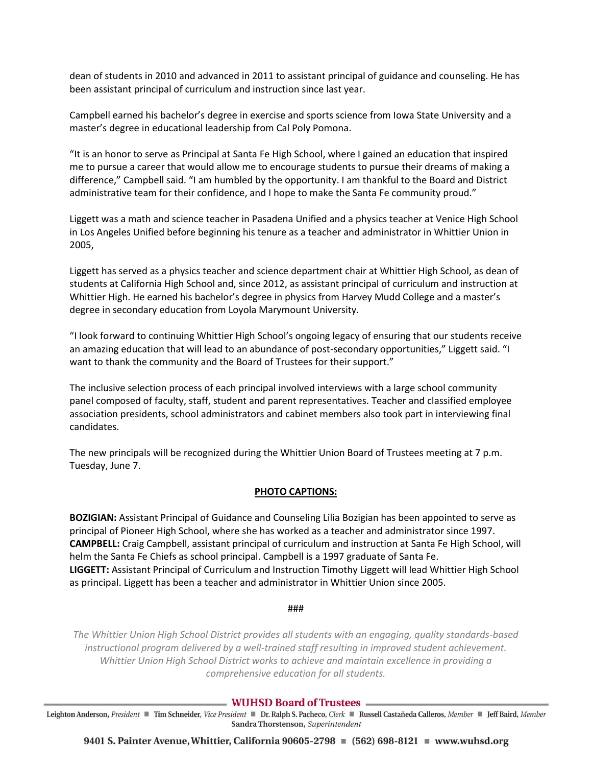dean of students in 2010 and advanced in 2011 to assistant principal of guidance and counseling. He has been assistant principal of curriculum and instruction since last year.

Campbell earned his bachelor's degree in exercise and sports science from Iowa State University and a master's degree in educational leadership from Cal Poly Pomona.

"It is an honor to serve as Principal at Santa Fe High School, where I gained an education that inspired me to pursue a career that would allow me to encourage students to pursue their dreams of making a difference," Campbell said. "I am humbled by the opportunity. I am thankful to the Board and District administrative team for their confidence, and I hope to make the Santa Fe community proud."

Liggett was a math and science teacher in Pasadena Unified and a physics teacher at Venice High School in Los Angeles Unified before beginning his tenure as a teacher and administrator in Whittier Union in 2005,

Liggett has served as a physics teacher and science department chair at Whittier High School, as dean of students at California High School and, since 2012, as assistant principal of curriculum and instruction at Whittier High. He earned his bachelor's degree in physics from Harvey Mudd College and a master's degree in secondary education from Loyola Marymount University.

"I look forward to continuing Whittier High School's ongoing legacy of ensuring that our students receive an amazing education that will lead to an abundance of post-secondary opportunities," Liggett said. "I want to thank the community and the Board of Trustees for their support."

The inclusive selection process of each principal involved interviews with a large school community panel composed of faculty, staff, student and parent representatives. Teacher and classified employee association presidents, school administrators and cabinet members also took part in interviewing final candidates.

The new principals will be recognized during the Whittier Union Board of Trustees meeting at 7 p.m. Tuesday, June 7.

**PHOTO CAPTIONS:**

**BOZIGIAN:** Assistant Principal of Guidance and Counseling Lilia Bozigian has been appointed to serve as principal of Pioneer High School, where she has worked as a teacher and administrator since 1997.
**CAMPBELL:** Craig Campbell, assistant principal of curriculum and instruction at Santa Fe High School, will helm the Santa Fe Chiefs as school principal. Campbell is a 1997 graduate of Santa Fe.
**LIGGETT:** Assistant Principal of Curriculum and Instruction Timothy Liggett will lead Whittier High School as principal. Liggett has been a teacher and administrator in Whittier Union since 2005.

###

*The Whittier Union High School District provides all students with an engaging, quality standards-based instructional program delivered by a well-trained staff resulting in improved student achievement. Whittier Union High School District works to achieve and maintain excellence in providing a comprehensive education for all students.*

**WUHSD Board of Trustees**

Leighton Anderson, *President* ■ Tim Schneider, *Vice President* ■ Dr. Ralph S. Pacheco, *Clerk* ■ Russell Castañeda Calleros, *Member* ■ Jeff Baird, *Member*
Sandra Thorstenson, *Superintendent*

9401 S. Painter Avenue, Whittier, California 90605-2798 ■ (562) 698-8121 ■ www.wuhsd.org